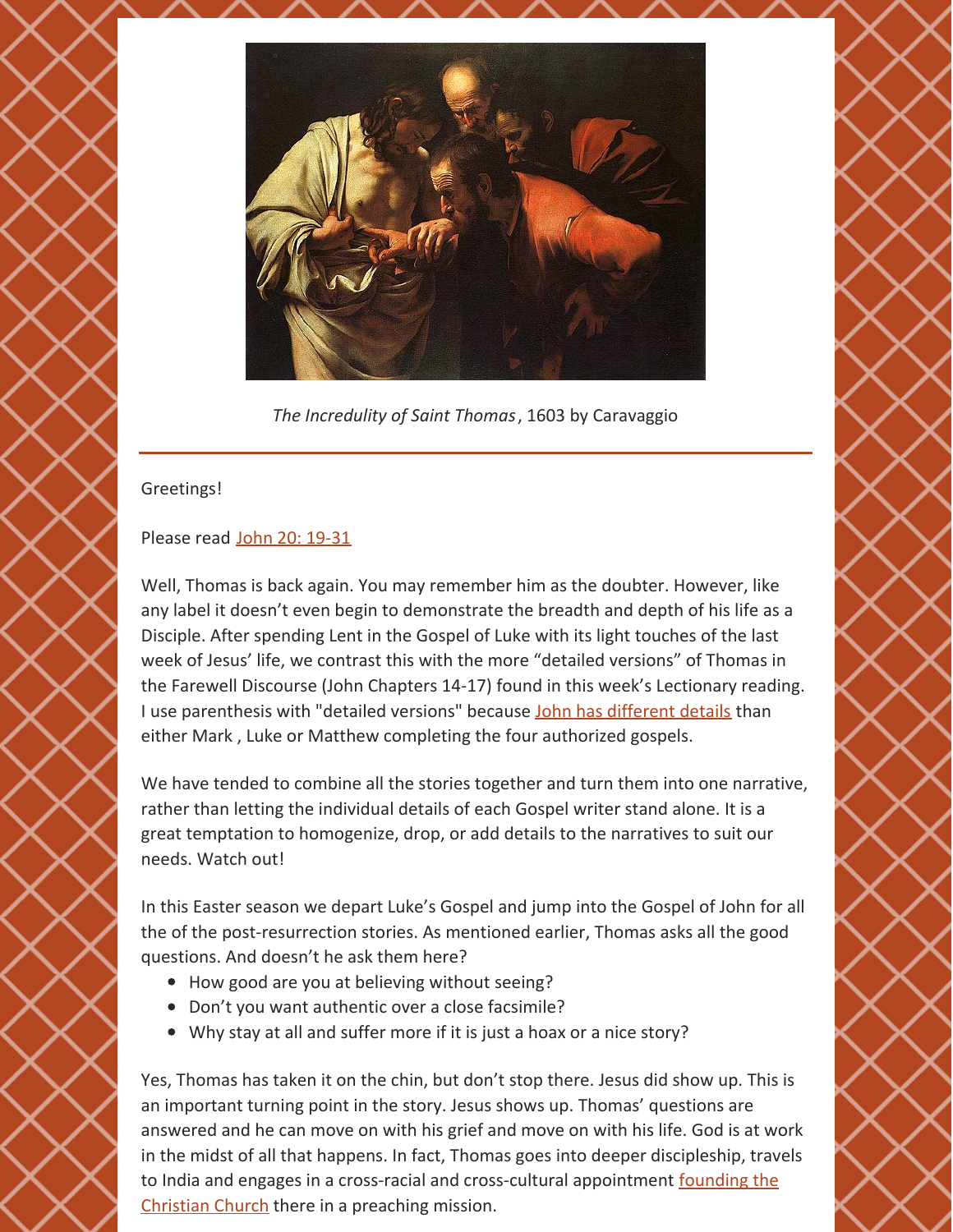*The Incredulity of Saint Thomas*, 1603 by Caravaggio

---

Greetings!

Please read John 20: 19-31

Well, Thomas is back again. You may remember him as the doubter. However, like any label it doesn't even begin to demonstrate the breadth and depth of his life as a Disciple. After spending Lent in the Gospel of Luke with its light touches of the last week of Jesus' life, we contrast this with the more "detailed versions" of Thomas in the Farewell Discourse (John Chapters 14-17) found in this week's Lectionary reading. I use parenthesis with "detailed versions" because John has different details than either Mark , Luke or Matthew completing the four authorized gospels.

We have tended to combine all the stories together and turn them into one narrative, rather than letting the individual details of each Gospel writer stand alone. It is a great temptation to homogenize, drop, or add details to the narratives to suit our needs. Watch out!

In this Easter season we depart Luke's Gospel and jump into the Gospel of John for all the of the post-resurrection stories. As mentioned earlier, Thomas asks all the good questions. And doesn't he ask them here?

- How good are you at believing without seeing?
- Don't you want authentic over a close facsimile?
- Why stay at all and suffer more if it is just a hoax or a nice story?

Yes, Thomas has taken it on the chin, but don't stop there. Jesus did show up. This is an important turning point in the story. Jesus shows up. Thomas' questions are answered and he can move on with his grief and move on with his life. God is at work in the midst of all that happens. In fact, Thomas goes into deeper discipleship, travels to India and engages in a cross-racial and cross-cultural appointment founding the Christian Church there in a preaching mission.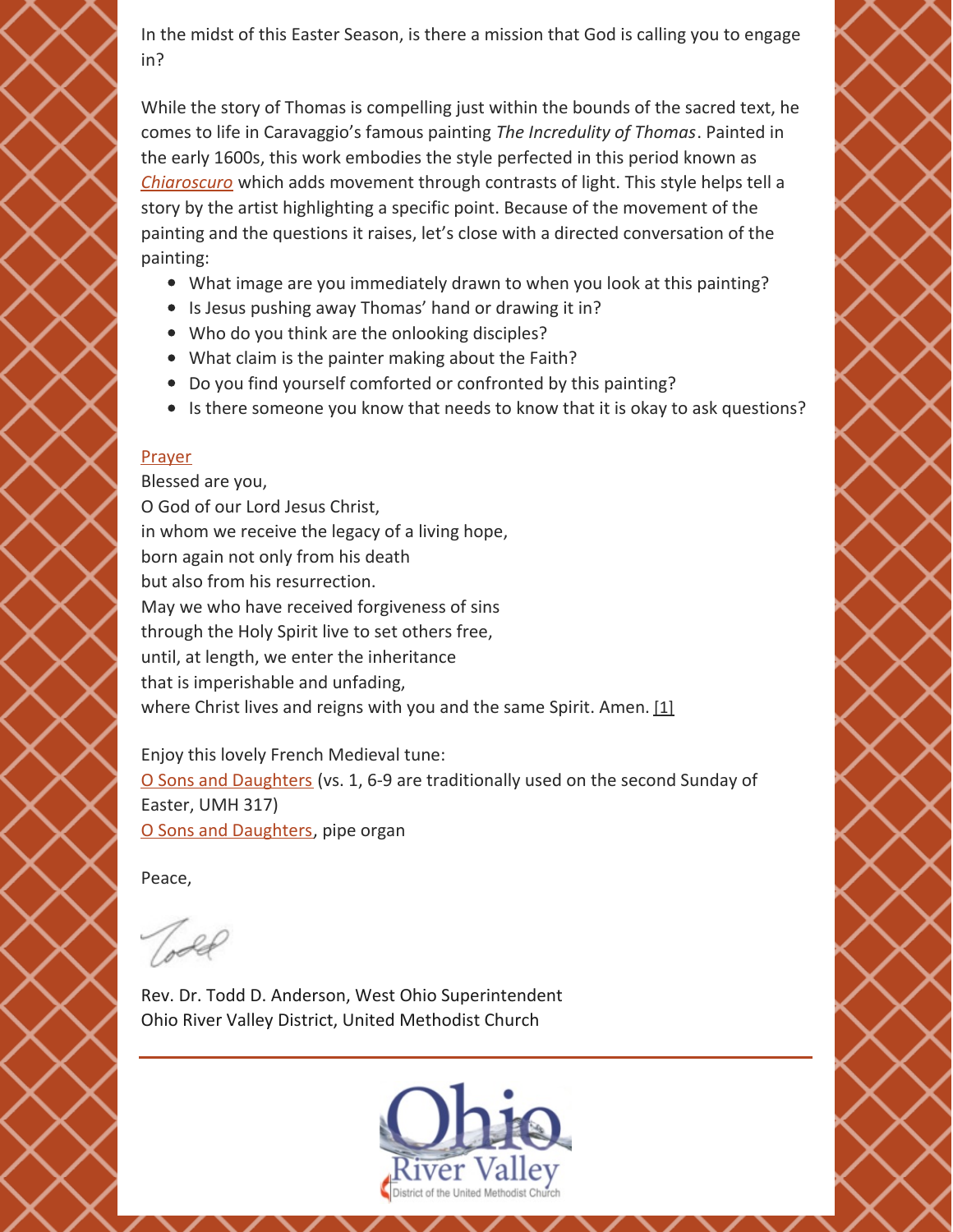In the midst of this Easter Season, is there a mission that God is calling you to engage in?

While the story of Thomas is compelling just within the bounds of the sacred text, he comes to life in Caravaggio's famous painting *The Incredulity of Thomas*. Painted in the early 1600s, this work embodies the style perfected in this period known as *Chiaroscuro* which adds movement through contrasts of light. This style helps tell a story by the artist highlighting a specific point. Because of the movement of the painting and the questions it raises, let's close with a directed conversation of the painting:

- What image are you immediately drawn to when you look at this painting?
- Is Jesus pushing away Thomas' hand or drawing it in?
- Who do you think are the onlooking disciples?
- What claim is the painter making about the Faith?
- Do you find yourself comforted or confronted by this painting?
- Is there someone you know that needs to know that it is okay to ask questions?

Prayer

Blessed are you,
O God of our Lord Jesus Christ,
in whom we receive the legacy of a living hope,
born again not only from his death
but also from his resurrection.
May we who have received forgiveness of sins
through the Holy Spirit live to set others free,
until, at length, we enter the inheritance
that is imperishable and unfading,
where Christ lives and reigns with you and the same Spirit. Amen. [1]

Enjoy this lovely French Medieval tune:
O Sons and Daughters (vs. 1, 6-9 are traditionally used on the second Sunday of Easter, UMH 317)
O Sons and Daughters, pipe organ

Peace,

Todd

Rev. Dr. Todd D. Anderson, West Ohio Superintendent
Ohio River Valley District, United Methodist Church

---

Ohio River Valley
District of the United Methodist Church